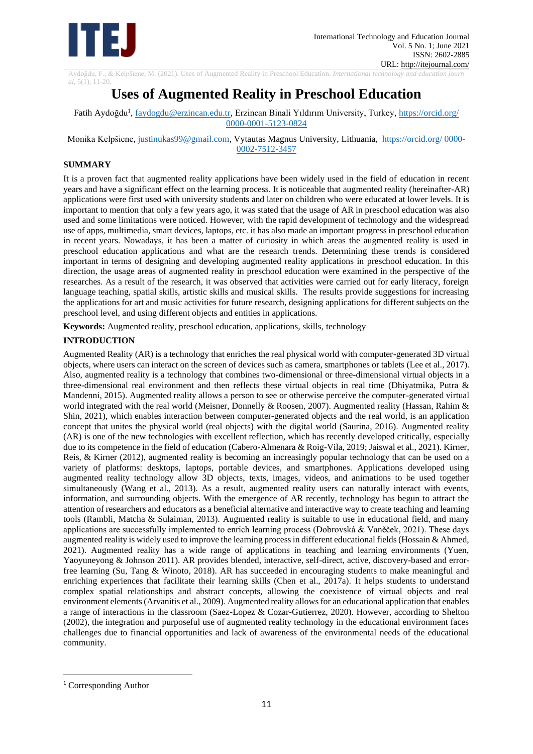# Uses of Augmented Reality in Preschool Education

Fatih Aydoğdu[1], faydogdu@erzincan.edu.tr, Erzincan Binali Yıldırım University, Turkey, https://orcid.org/0000-0001-5123-0824

Monika Kelpšiene, justinukas99@gmail.com, Vytautas Magnus University, Lithuania, https://orcid.org/0000-0002-7512-3457

## SUMMARY

It is a proven fact that augmented reality applications have been widely used in the field of education in recent years and have a significant effect on the learning process. It is noticeable that augmented reality (hereinafter-AR) applications were first used with university students and later on children who were educated at lower levels. It is important to mention that only a few years ago, it was stated that the usage of AR in preschool education was also used and some limitations were noticed. However, with the rapid development of technology and the widespread use of apps, multimedia, smart devices, laptops, etc. it has also made an important progress in preschool education in recent years. Nowadays, it has been a matter of curiosity in which areas the augmented reality is used in preschool education applications and what are the research trends. Determining these trends is considered important in terms of designing and developing augmented reality applications in preschool education. In this direction, the usage areas of augmented reality in preschool education were examined in the perspective of the researches. As a result of the research, it was observed that activities were carried out for early literacy, foreign language teaching, spatial skills, artistic skills and musical skills. The results provide suggestions for increasing the applications for art and music activities for future research, designing applications for different subjects on the preschool level, and using different objects and entities in applications.

**Keywords:** Augmented reality, preschool education, applications, skills, technology

## INTRODUCTION

Augmented Reality (AR) is a technology that enriches the real physical world with computer-generated 3D virtual objects, where users can interact on the screen of devices such as camera, smartphones or tablets (Lee et al., 2017). Also, augmented reality is a technology that combines two-dimensional or three-dimensional virtual objects in a three-dimensional real environment and then reflects these virtual objects in real time (Dhiyatmika, Putra & Mandenni, 2015). Augmented reality allows a person to see or otherwise perceive the computer-generated virtual world integrated with the real world (Meisner, Donnelly & Roosen, 2007). Augmented reality (Hassan, Rahim & Shin, 2021), which enables interaction between computer-generated objects and the real world, is an application concept that unites the physical world (real objects) with the digital world (Saurina, 2016). Augmented reality (AR) is one of the new technologies with excellent reflection, which has recently developed critically, especially due to its competence in the field of education (Cabero-Almenara & Roig-Vila, 2019; Jaiswal et al., 2021). Kirner, Reis, & Kirner (2012), augmented reality is becoming an increasingly popular technology that can be used on a variety of platforms: desktops, laptops, portable devices, and smartphones. Applications developed using augmented reality technology allow 3D objects, texts, images, videos, and animations to be used together simultaneously (Wang et al., 2013). As a result, augmented reality users can naturally interact with events, information, and surrounding objects. With the emergence of AR recently, technology has begun to attract the attention of researchers and educators as a beneficial alternative and interactive way to create teaching and learning tools (Rambli, Matcha & Sulaiman, 2013). Augmented reality is suitable to use in educational field, and many applications are successfully implemented to enrich learning process (Dobrovská & Vaněček, 2021). These days augmented reality is widely used to improve the learning process in different educational fields (Hossain & Ahmed, 2021). Augmented reality has a wide range of applications in teaching and learning environments (Yuen, Yaoyuneyong & Johnson 2011). AR provides blended, interactive, self-direct, active, discovery-based and error-free learning (Su, Tang & Winoto, 2018). AR has succeeded in encouraging students to make meaningful and enriching experiences that facilitate their learning skills (Chen et al., 2017a). It helps students to understand complex spatial relationships and abstract concepts, allowing the coexistence of virtual objects and real environment elements (Arvanitis et al., 2009). Augmented reality allows for an educational application that enables a range of interactions in the classroom (Saez-Lopez & Cozar-Gutierrez, 2020). However, according to Shelton (2002), the integration and purposeful use of augmented reality technology in the educational environment faces challenges due to financial opportunities and lack of awareness of the environmental needs of the educational community.

[1] Corresponding Author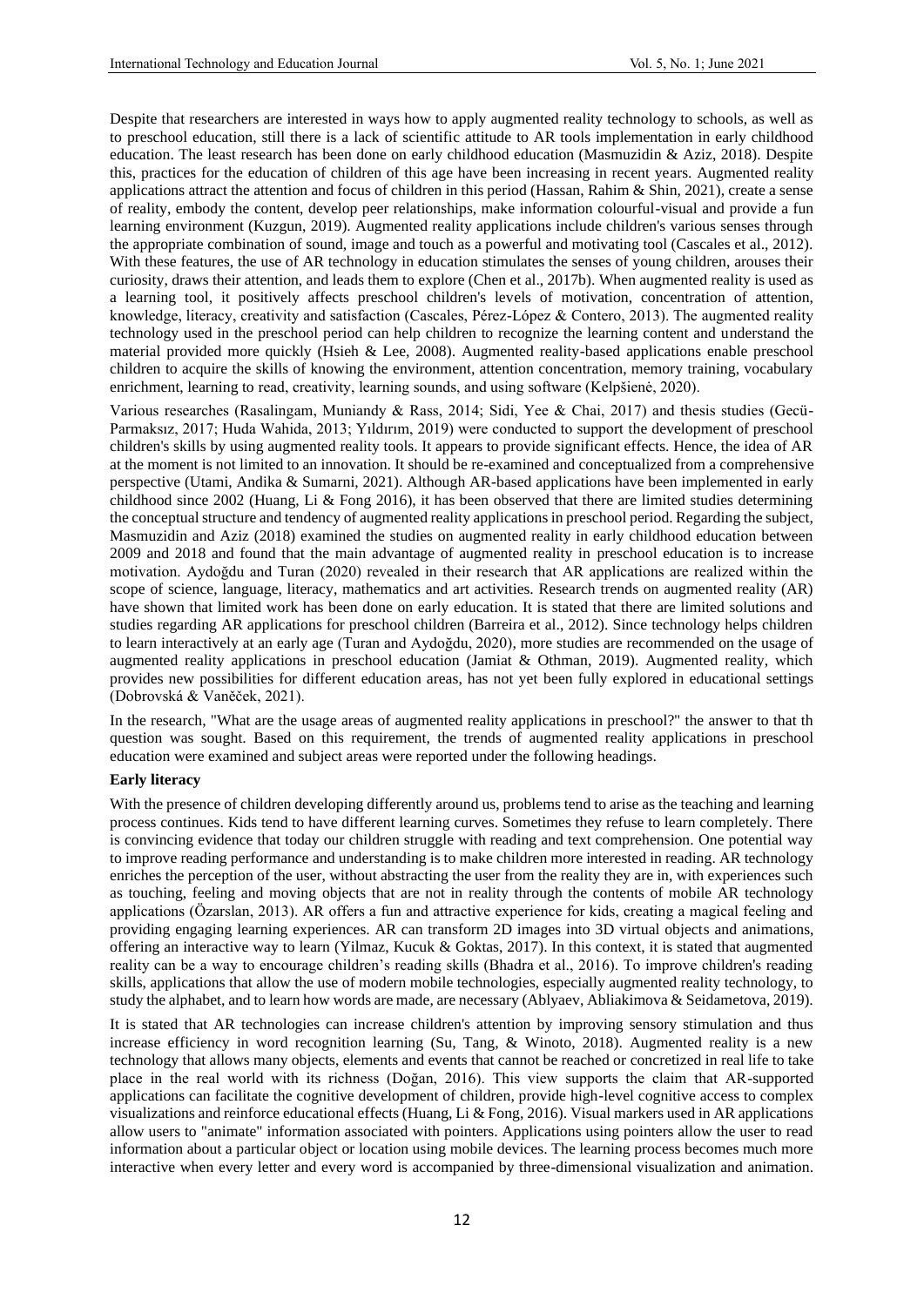Despite that researchers are interested in ways how to apply augmented reality technology to schools, as well as to preschool education, still there is a lack of scientific attitude to AR tools implementation in early childhood education. The least research has been done on early childhood education (Masmuzidin & Aziz, 2018). Despite this, practices for the education of children of this age have been increasing in recent years. Augmented reality applications attract the attention and focus of children in this period (Hassan, Rahim & Shin, 2021), create a sense of reality, embody the content, develop peer relationships, make information colourful-visual and provide a fun learning environment (Kuzgun, 2019). Augmented reality applications include children's various senses through the appropriate combination of sound, image and touch as a powerful and motivating tool (Cascales et al., 2012). With these features, the use of AR technology in education stimulates the senses of young children, arouses their curiosity, draws their attention, and leads them to explore (Chen et al., 2017b). When augmented reality is used as a learning tool, it positively affects preschool children's levels of motivation, concentration of attention, knowledge, literacy, creativity and satisfaction (Cascales, Pérez-López & Contero, 2013). The augmented reality technology used in the preschool period can help children to recognize the learning content and understand the material provided more quickly (Hsieh & Lee, 2008). Augmented reality-based applications enable preschool children to acquire the skills of knowing the environment, attention concentration, memory training, vocabulary enrichment, learning to read, creativity, learning sounds, and using software (Kelpšienė, 2020).

Various researches (Rasalingam, Muniandy & Rass, 2014; Sidi, Yee & Chai, 2017) and thesis studies (Gecü-Parmaksız, 2017; Huda Wahida, 2013; Yıldırım, 2019) were conducted to support the development of preschool children's skills by using augmented reality tools. It appears to provide significant effects. Hence, the idea of AR at the moment is not limited to an innovation. It should be re-examined and conceptualized from a comprehensive perspective (Utami, Andika & Sumarni, 2021). Although AR-based applications have been implemented in early childhood since 2002 (Huang, Li & Fong 2016), it has been observed that there are limited studies determining the conceptual structure and tendency of augmented reality applications in preschool period. Regarding the subject, Masmuzidin and Aziz (2018) examined the studies on augmented reality in early childhood education between 2009 and 2018 and found that the main advantage of augmented reality in preschool education is to increase motivation. Aydoğdu and Turan (2020) revealed in their research that AR applications are realized within the scope of science, language, literacy, mathematics and art activities. Research trends on augmented reality (AR) have shown that limited work has been done on early education. It is stated that there are limited solutions and studies regarding AR applications for preschool children (Barreira et al., 2012). Since technology helps children to learn interactively at an early age (Turan and Aydoğdu, 2020), more studies are recommended on the usage of augmented reality applications in preschool education (Jamiat & Othman, 2019). Augmented reality, which provides new possibilities for different education areas, has not yet been fully explored in educational settings (Dobrovská & Vaněček, 2021).

In the research, "What are the usage areas of augmented reality applications in preschool?" the answer to that th question was sought. Based on this requirement, the trends of augmented reality applications in preschool education were examined and subject areas were reported under the following headings.

**Early literacy**

With the presence of children developing differently around us, problems tend to arise as the teaching and learning process continues. Kids tend to have different learning curves. Sometimes they refuse to learn completely. There is convincing evidence that today our children struggle with reading and text comprehension. One potential way to improve reading performance and understanding is to make children more interested in reading. AR technology enriches the perception of the user, without abstracting the user from the reality they are in, with experiences such as touching, feeling and moving objects that are not in reality through the contents of mobile AR technology applications (Özarslan, 2013). AR offers a fun and attractive experience for kids, creating a magical feeling and providing engaging learning experiences. AR can transform 2D images into 3D virtual objects and animations, offering an interactive way to learn (Yilmaz, Kucuk & Goktas, 2017). In this context, it is stated that augmented reality can be a way to encourage children's reading skills (Bhadra et al., 2016). To improve children's reading skills, applications that allow the use of modern mobile technologies, especially augmented reality technology, to study the alphabet, and to learn how words are made, are necessary (Ablyaev, Abliakimova & Seidametova, 2019).

It is stated that AR technologies can increase children's attention by improving sensory stimulation and thus increase efficiency in word recognition learning (Su, Tang, & Winoto, 2018). Augmented reality is a new technology that allows many objects, elements and events that cannot be reached or concretized in real life to take place in the real world with its richness (Doğan, 2016). This view supports the claim that AR-supported applications can facilitate the cognitive development of children, provide high-level cognitive access to complex visualizations and reinforce educational effects (Huang, Li & Fong, 2016). Visual markers used in AR applications allow users to "animate" information associated with pointers. Applications using pointers allow the user to read information about a particular object or location using mobile devices. The learning process becomes much more interactive when every letter and every word is accompanied by three-dimensional visualization and animation.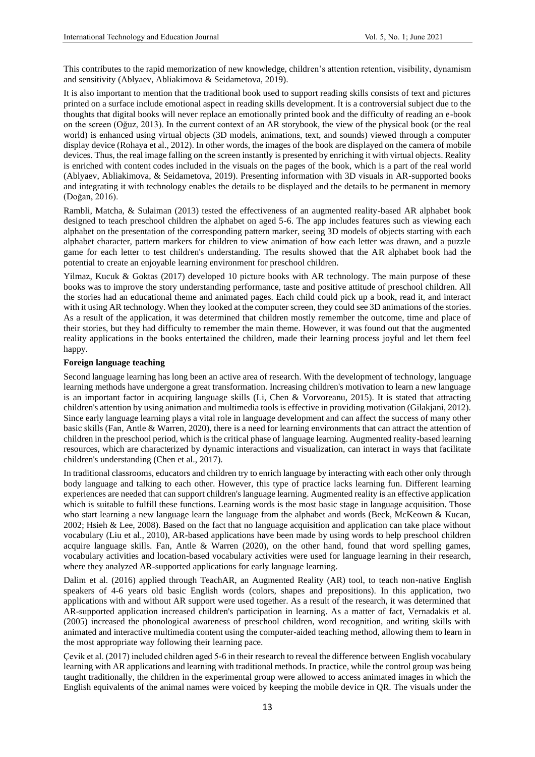This contributes to the rapid memorization of new knowledge, children's attention retention, visibility, dynamism and sensitivity (Ablyaev, Abliakimova & Seidametova, 2019).

It is also important to mention that the traditional book used to support reading skills consists of text and pictures printed on a surface include emotional aspect in reading skills development. It is a controversial subject due to the thoughts that digital books will never replace an emotionally printed book and the difficulty of reading an e-book on the screen (Oğuz, 2013). In the current context of an AR storybook, the view of the physical book (or the real world) is enhanced using virtual objects (3D models, animations, text, and sounds) viewed through a computer display device (Rohaya et al., 2012). In other words, the images of the book are displayed on the camera of mobile devices. Thus, the real image falling on the screen instantly is presented by enriching it with virtual objects. Reality is enriched with content codes included in the visuals on the pages of the book, which is a part of the real world (Ablyaev, Abliakimova, & Seidametova, 2019). Presenting information with 3D visuals in AR-supported books and integrating it with technology enables the details to be displayed and the details to be permanent in memory (Doğan, 2016).

Rambli, Matcha, & Sulaiman (2013) tested the effectiveness of an augmented reality-based AR alphabet book designed to teach preschool children the alphabet on aged 5-6. The app includes features such as viewing each alphabet on the presentation of the corresponding pattern marker, seeing 3D models of objects starting with each alphabet character, pattern markers for children to view animation of how each letter was drawn, and a puzzle game for each letter to test children's understanding. The results showed that the AR alphabet book had the potential to create an enjoyable learning environment for preschool children.

Yilmaz, Kucuk & Goktas (2017) developed 10 picture books with AR technology. The main purpose of these books was to improve the story understanding performance, taste and positive attitude of preschool children. All the stories had an educational theme and animated pages. Each child could pick up a book, read it, and interact with it using AR technology. When they looked at the computer screen, they could see 3D animations of the stories. As a result of the application, it was determined that children mostly remember the outcome, time and place of their stories, but they had difficulty to remember the main theme. However, it was found out that the augmented reality applications in the books entertained the children, made their learning process joyful and let them feel happy.

**Foreign language teaching**

Second language learning has long been an active area of research. With the development of technology, language learning methods have undergone a great transformation. Increasing children's motivation to learn a new language is an important factor in acquiring language skills (Li, Chen & Vorvoreanu, 2015). It is stated that attracting children's attention by using animation and multimedia tools is effective in providing motivation (Gilakjani, 2012). Since early language learning plays a vital role in language development and can affect the success of many other basic skills (Fan, Antle & Warren, 2020), there is a need for learning environments that can attract the attention of children in the preschool period, which is the critical phase of language learning. Augmented reality-based learning resources, which are characterized by dynamic interactions and visualization, can interact in ways that facilitate children's understanding (Chen et al., 2017).

In traditional classrooms, educators and children try to enrich language by interacting with each other only through body language and talking to each other. However, this type of practice lacks learning fun. Different learning experiences are needed that can support children's language learning. Augmented reality is an effective application which is suitable to fulfill these functions. Learning words is the most basic stage in language acquisition. Those who start learning a new language learn the language from the alphabet and words (Beck, McKeown & Kucan, 2002; Hsieh & Lee, 2008). Based on the fact that no language acquisition and application can take place without vocabulary (Liu et al., 2010), AR-based applications have been made by using words to help preschool children acquire language skills. Fan, Antle & Warren (2020), on the other hand, found that word spelling games, vocabulary activities and location-based vocabulary activities were used for language learning in their research, where they analyzed AR-supported applications for early language learning.

Dalim et al. (2016) applied through TeachAR, an Augmented Reality (AR) tool, to teach non-native English speakers of 4-6 years old basic English words (colors, shapes and prepositions). In this application, two applications with and without AR support were used together. As a result of the research, it was determined that AR-supported application increased children's participation in learning. As a matter of fact, Vernadakis et al. (2005) increased the phonological awareness of preschool children, word recognition, and writing skills with animated and interactive multimedia content using the computer-aided teaching method, allowing them to learn in the most appropriate way following their learning pace.

Çevik et al. (2017) included children aged 5-6 in their research to reveal the difference between English vocabulary learning with AR applications and learning with traditional methods. In practice, while the control group was being taught traditionally, the children in the experimental group were allowed to access animated images in which the English equivalents of the animal names were voiced by keeping the mobile device in QR. The visuals under the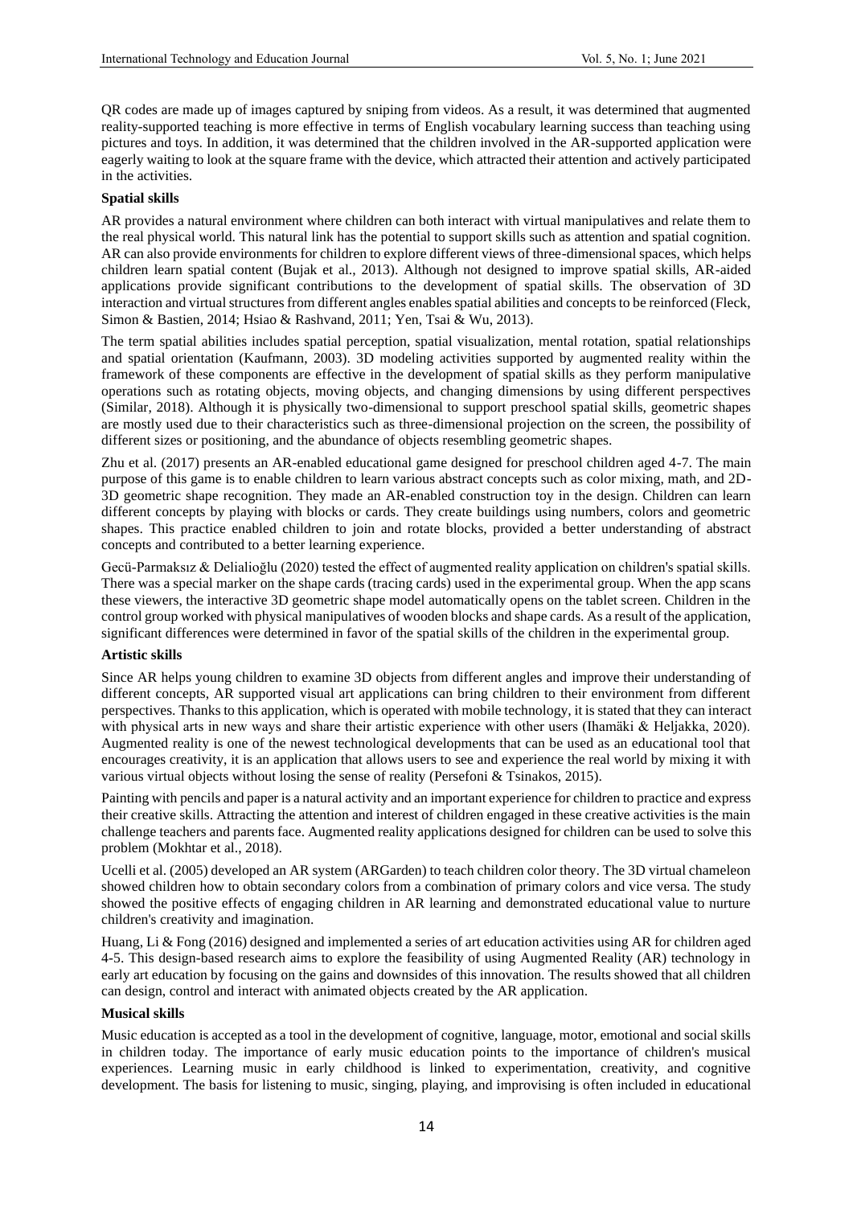QR codes are made up of images captured by sniping from videos. As a result, it was determined that augmented reality-supported teaching is more effective in terms of English vocabulary learning success than teaching using pictures and toys. In addition, it was determined that the children involved in the AR-supported application were eagerly waiting to look at the square frame with the device, which attracted their attention and actively participated in the activities.

**Spatial skills**

AR provides a natural environment where children can both interact with virtual manipulatives and relate them to the real physical world. This natural link has the potential to support skills such as attention and spatial cognition. AR can also provide environments for children to explore different views of three-dimensional spaces, which helps children learn spatial content (Bujak et al., 2013). Although not designed to improve spatial skills, AR-aided applications provide significant contributions to the development of spatial skills. The observation of 3D interaction and virtual structures from different angles enables spatial abilities and concepts to be reinforced (Fleck, Simon & Bastien, 2014; Hsiao & Rashvand, 2011; Yen, Tsai & Wu, 2013).

The term spatial abilities includes spatial perception, spatial visualization, mental rotation, spatial relationships and spatial orientation (Kaufmann, 2003). 3D modeling activities supported by augmented reality within the framework of these components are effective in the development of spatial skills as they perform manipulative operations such as rotating objects, moving objects, and changing dimensions by using different perspectives (Similar, 2018). Although it is physically two-dimensional to support preschool spatial skills, geometric shapes are mostly used due to their characteristics such as three-dimensional projection on the screen, the possibility of different sizes or positioning, and the abundance of objects resembling geometric shapes.

Zhu et al. (2017) presents an AR-enabled educational game designed for preschool children aged 4-7. The main purpose of this game is to enable children to learn various abstract concepts such as color mixing, math, and 2D-3D geometric shape recognition. They made an AR-enabled construction toy in the design. Children can learn different concepts by playing with blocks or cards. They create buildings using numbers, colors and geometric shapes. This practice enabled children to join and rotate blocks, provided a better understanding of abstract concepts and contributed to a better learning experience.

Gecü-Parmaksız & Delialioğlu (2020) tested the effect of augmented reality application on children's spatial skills. There was a special marker on the shape cards (tracing cards) used in the experimental group. When the app scans these viewers, the interactive 3D geometric shape model automatically opens on the tablet screen. Children in the control group worked with physical manipulatives of wooden blocks and shape cards. As a result of the application, significant differences were determined in favor of the spatial skills of the children in the experimental group.

**Artistic skills**

Since AR helps young children to examine 3D objects from different angles and improve their understanding of different concepts, AR supported visual art applications can bring children to their environment from different perspectives. Thanks to this application, which is operated with mobile technology, it is stated that they can interact with physical arts in new ways and share their artistic experience with other users (Ihamäki & Heljakka, 2020). Augmented reality is one of the newest technological developments that can be used as an educational tool that encourages creativity, it is an application that allows users to see and experience the real world by mixing it with various virtual objects without losing the sense of reality (Persefoni & Tsinakos, 2015).

Painting with pencils and paper is a natural activity and an important experience for children to practice and express their creative skills. Attracting the attention and interest of children engaged in these creative activities is the main challenge teachers and parents face. Augmented reality applications designed for children can be used to solve this problem (Mokhtar et al., 2018).

Ucelli et al. (2005) developed an AR system (ARGarden) to teach children color theory. The 3D virtual chameleon showed children how to obtain secondary colors from a combination of primary colors and vice versa. The study showed the positive effects of engaging children in AR learning and demonstrated educational value to nurture children's creativity and imagination.

Huang, Li & Fong (2016) designed and implemented a series of art education activities using AR for children aged 4-5. This design-based research aims to explore the feasibility of using Augmented Reality (AR) technology in early art education by focusing on the gains and downsides of this innovation. The results showed that all children can design, control and interact with animated objects created by the AR application.

**Musical skills**

Music education is accepted as a tool in the development of cognitive, language, motor, emotional and social skills in children today. The importance of early music education points to the importance of children's musical experiences. Learning music in early childhood is linked to experimentation, creativity, and cognitive development. The basis for listening to music, singing, playing, and improvising is often included in educational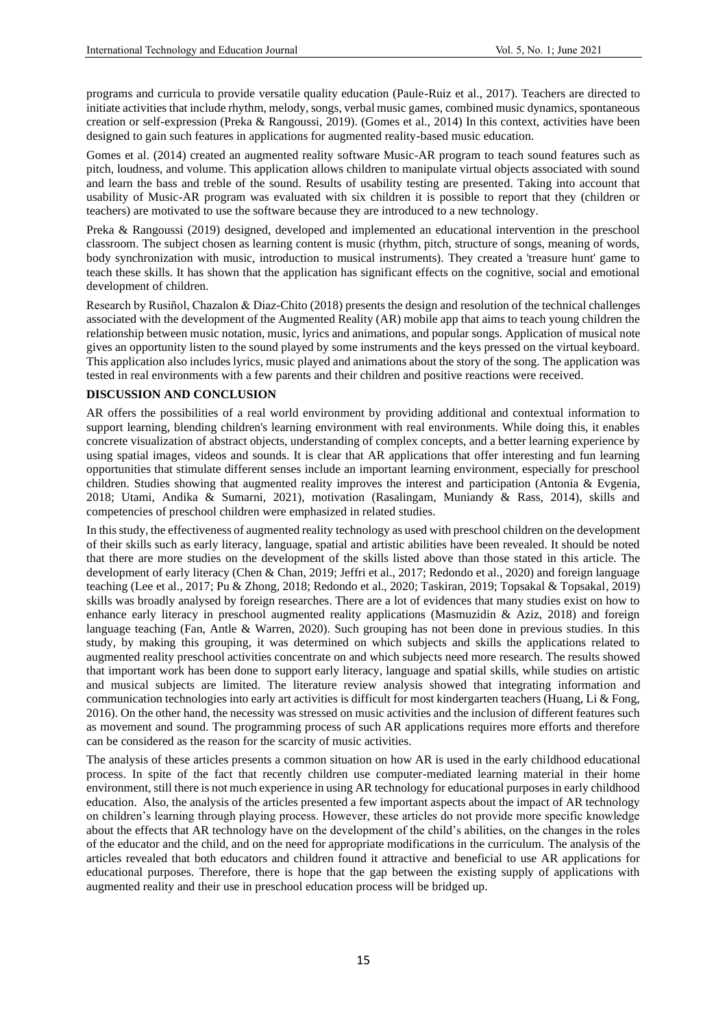programs and curricula to provide versatile quality education (Paule-Ruiz et al., 2017). Teachers are directed to initiate activities that include rhythm, melody, songs, verbal music games, combined music dynamics, spontaneous creation or self-expression (Preka & Rangoussi, 2019). (Gomes et al., 2014) In this context, activities have been designed to gain such features in applications for augmented reality-based music education.

Gomes et al. (2014) created an augmented reality software Music-AR program to teach sound features such as pitch, loudness, and volume. This application allows children to manipulate virtual objects associated with sound and learn the bass and treble of the sound. Results of usability testing are presented. Taking into account that usability of Music-AR program was evaluated with six children it is possible to report that they (children or teachers) are motivated to use the software because they are introduced to a new technology.

Preka & Rangoussi (2019) designed, developed and implemented an educational intervention in the preschool classroom. The subject chosen as learning content is music (rhythm, pitch, structure of songs, meaning of words, body synchronization with music, introduction to musical instruments). They created a 'treasure hunt' game to teach these skills. It has shown that the application has significant effects on the cognitive, social and emotional development of children.

Research by Rusiñol, Chazalon & Diaz-Chito (2018) presents the design and resolution of the technical challenges associated with the development of the Augmented Reality (AR) mobile app that aims to teach young children the relationship between music notation, music, lyrics and animations, and popular songs. Application of musical note gives an opportunity listen to the sound played by some instruments and the keys pressed on the virtual keyboard. This application also includes lyrics, music played and animations about the story of the song. The application was tested in real environments with a few parents and their children and positive reactions were received.

## DISCUSSION AND CONCLUSION

AR offers the possibilities of a real world environment by providing additional and contextual information to support learning, blending children's learning environment with real environments. While doing this, it enables concrete visualization of abstract objects, understanding of complex concepts, and a better learning experience by using spatial images, videos and sounds. It is clear that AR applications that offer interesting and fun learning opportunities that stimulate different senses include an important learning environment, especially for preschool children. Studies showing that augmented reality improves the interest and participation (Antonia & Evgenia, 2018; Utami, Andika & Sumarni, 2021), motivation (Rasalingam, Muniandy & Rass, 2014), skills and competencies of preschool children were emphasized in related studies.

In this study, the effectiveness of augmented reality technology as used with preschool children on the development of their skills such as early literacy, language, spatial and artistic abilities have been revealed. It should be noted that there are more studies on the development of the skills listed above than those stated in this article. The development of early literacy (Chen & Chan, 2019; Jeffri et al., 2017; Redondo et al., 2020) and foreign language teaching (Lee et al., 2017; Pu & Zhong, 2018; Redondo et al., 2020; Taskiran, 2019; Topsakal & Topsakal, 2019) skills was broadly analysed by foreign researches. There are a lot of evidences that many studies exist on how to enhance early literacy in preschool augmented reality applications (Masmuzidin & Aziz, 2018) and foreign language teaching (Fan, Antle & Warren, 2020). Such grouping has not been done in previous studies. In this study, by making this grouping, it was determined on which subjects and skills the applications related to augmented reality preschool activities concentrate on and which subjects need more research. The results showed that important work has been done to support early literacy, language and spatial skills, while studies on artistic and musical subjects are limited. The literature review analysis showed that integrating information and communication technologies into early art activities is difficult for most kindergarten teachers (Huang, Li & Fong, 2016). On the other hand, the necessity was stressed on music activities and the inclusion of different features such as movement and sound. The programming process of such AR applications requires more efforts and therefore can be considered as the reason for the scarcity of music activities.

The analysis of these articles presents a common situation on how AR is used in the early childhood educational process. In spite of the fact that recently children use computer-mediated learning material in their home environment, still there is not much experience in using AR technology for educational purposes in early childhood education. Also, the analysis of the articles presented a few important aspects about the impact of AR technology on children's learning through playing process. However, these articles do not provide more specific knowledge about the effects that AR technology have on the development of the child's abilities, on the changes in the roles of the educator and the child, and on the need for appropriate modifications in the curriculum. The analysis of the articles revealed that both educators and children found it attractive and beneficial to use AR applications for educational purposes. Therefore, there is hope that the gap between the existing supply of applications with augmented reality and their use in preschool education process will be bridged up.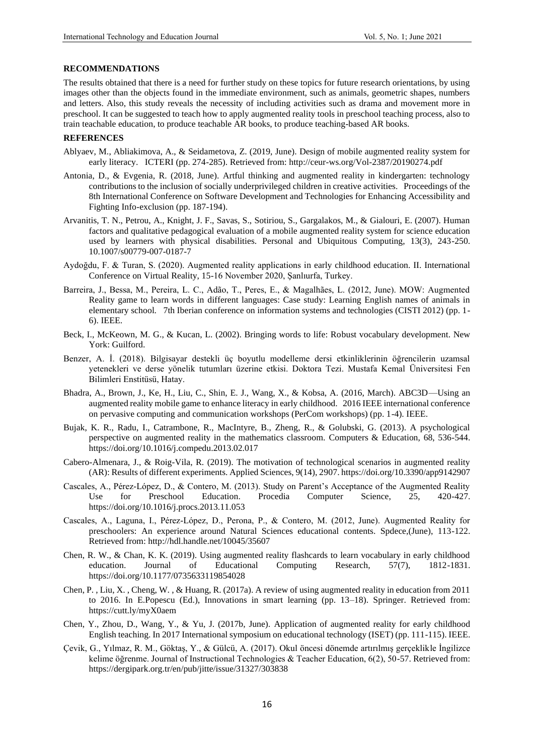## RECOMMENDATIONS

The results obtained that there is a need for further study on these topics for future research orientations, by using images other than the objects found in the immediate environment, such as animals, geometric shapes, numbers and letters. Also, this study reveals the necessity of including activities such as drama and movement more in preschool. It can be suggested to teach how to apply augmented reality tools in preschool teaching process, also to train teachable education, to produce teachable AR books, to produce teaching-based AR books.

## REFERENCES

Ablyaev, M., Abliakimova, A., & Seidametova, Z. (2019, June). Design of mobile augmented reality system for early literacy. ICTERI (pp. 274-285). Retrieved from: http://ceur-ws.org/Vol-2387/20190274.pdf

Antonia, D., & Evgenia, R. (2018, June). Artful thinking and augmented reality in kindergarten: technology contributions to the inclusion of socially underprivileged children in creative activities. Proceedings of the 8th International Conference on Software Development and Technologies for Enhancing Accessibility and Fighting Info-exclusion (pp. 187-194).

Arvanitis, T. N., Petrou, A., Knight, J. F., Savas, S., Sotiriou, S., Gargalakos, M., & Gialouri, E. (2007). Human factors and qualitative pedagogical evaluation of a mobile augmented reality system for science education used by learners with physical disabilities. Personal and Ubiquitous Computing, 13(3), 243-250. 10.1007/s00779-007-0187-7

Aydoğdu, F. & Turan, S. (2020). Augmented reality applications in early childhood education. II. International Conference on Virtual Reality, 15-16 November 2020, Şanlıurfa, Turkey.

Barreira, J., Bessa, M., Pereira, L. C., Adão, T., Peres, E., & Magalhães, L. (2012, June). MOW: Augmented Reality game to learn words in different languages: Case study: Learning English names of animals in elementary school. 7th Iberian conference on information systems and technologies (CISTI 2012) (pp. 1-6). IEEE.

Beck, I., McKeown, M. G., & Kucan, L. (2002). Bringing words to life: Robust vocabulary development. New York: Guilford.

Benzer, A. İ. (2018). Bilgisayar destekli üç boyutlu modelleme dersi etkinliklerinin öğrencilerin uzamsal yetenekleri ve derse yönelik tutumları üzerine etkisi. Doktora Tezi. Mustafa Kemal Üniversitesi Fen Bilimleri Enstitüsü, Hatay.

Bhadra, A., Brown, J., Ke, H., Liu, C., Shin, E. J., Wang, X., & Kobsa, A. (2016, March). ABC3D—Using an augmented reality mobile game to enhance literacy in early childhood. 2016 IEEE international conference on pervasive computing and communication workshops (PerCom workshops) (pp. 1-4). IEEE.

Bujak, K. R., Radu, I., Catrambone, R., MacIntyre, B., Zheng, R., & Golubski, G. (2013). A psychological perspective on augmented reality in the mathematics classroom. Computers & Education, 68, 536-544. https://doi.org/10.1016/j.compedu.2013.02.017

Cabero-Almenara, J., & Roig-Vila, R. (2019). The motivation of technological scenarios in augmented reality (AR): Results of different experiments. Applied Sciences, 9(14), 2907. https://doi.org/10.3390/app9142907

Cascales, A., Pérez-López, D., & Contero, M. (2013). Study on Parent's Acceptance of the Augmented Reality Use for Preschool Education. Procedia Computer Science, 25, 420-427. https://doi.org/10.1016/j.procs.2013.11.053

Cascales, A., Laguna, I., Pérez-López, D., Perona, P., & Contero, M. (2012, June). Augmented Reality for preschoolers: An experience around Natural Sciences educational contents. Spdece,(June), 113-122. Retrieved from: http://hdl.handle.net/10045/35607

Chen, R. W., & Chan, K. K. (2019). Using augmented reality flashcards to learn vocabulary in early childhood education. Journal of Educational Computing Research, 57(7), 1812-1831. https://doi.org/10.1177/0735633119854028

Chen, P. , Liu, X. , Cheng, W. , & Huang, R. (2017a). A review of using augmented reality in education from 2011 to 2016. In E.Popescu (Ed.), Innovations in smart learning (pp. 13–18). Springer. Retrieved from: https://cutt.ly/myX0aem

Chen, Y., Zhou, D., Wang, Y., & Yu, J. (2017b, June). Application of augmented reality for early childhood English teaching. In 2017 International symposium on educational technology (ISET) (pp. 111-115). IEEE.

Çevik, G., Yılmaz, R. M., Göktaş, Y., & Gülcü, A. (2017). Okul öncesi dönemde artırılmış gerçeklikle İngilizce kelime öğrenme. Journal of Instructional Technologies & Teacher Education, 6(2), 50-57. Retrieved from: https://dergipark.org.tr/en/pub/jitte/issue/31327/303838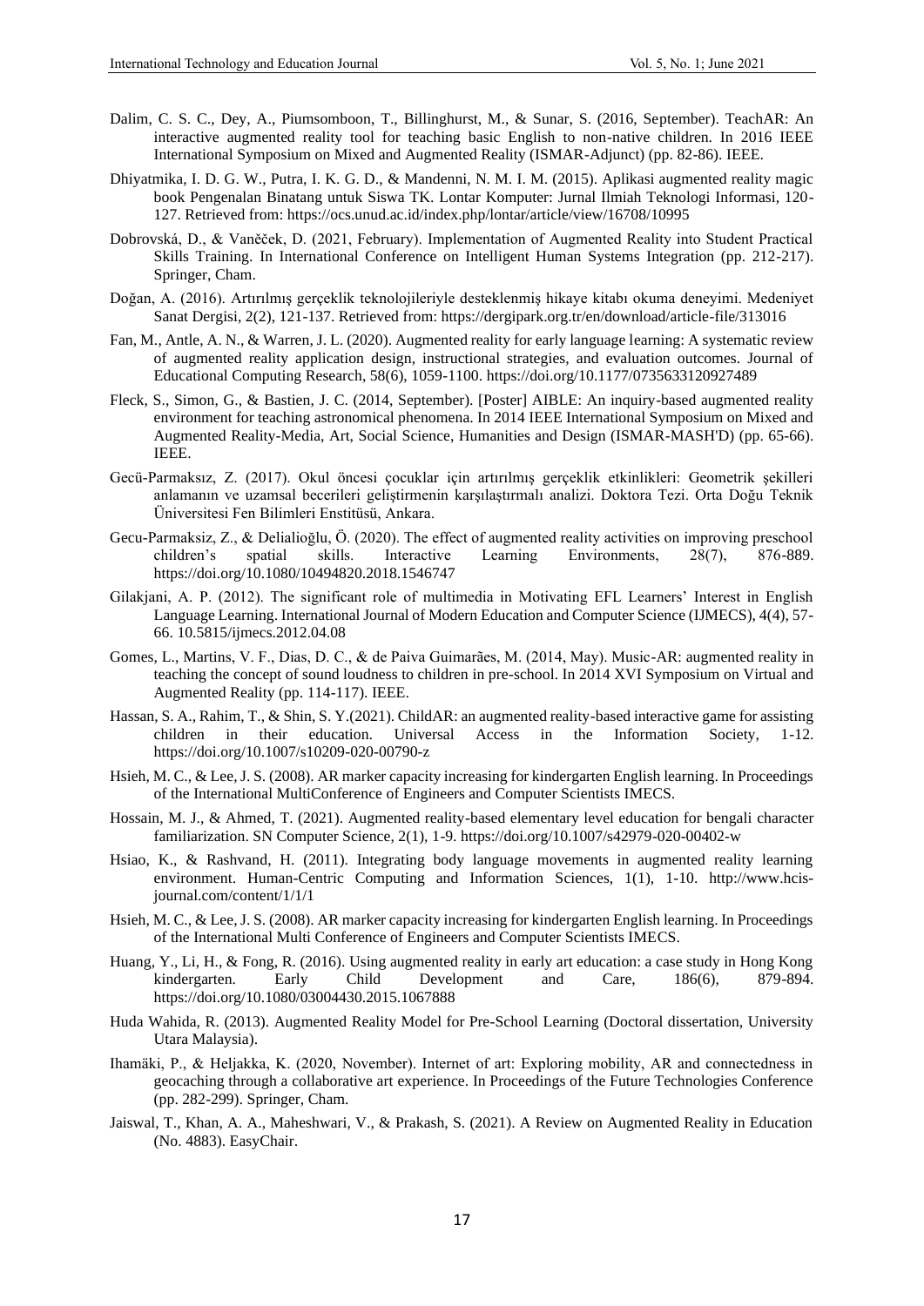Dalim, C. S. C., Dey, A., Piumsomboon, T., Billinghurst, M., & Sunar, S. (2016, September). TeachAR: An interactive augmented reality tool for teaching basic English to non-native children. In 2016 IEEE International Symposium on Mixed and Augmented Reality (ISMAR-Adjunct) (pp. 82-86). IEEE.

Dhiyatmika, I. D. G. W., Putra, I. K. G. D., & Mandenni, N. M. I. M. (2015). Aplikasi augmented reality magic book Pengenalan Binatang untuk Siswa TK. Lontar Komputer: Jurnal Ilmiah Teknologi Informasi, 120-127. Retrieved from: https://ocs.unud.ac.id/index.php/lontar/article/view/16708/10995

Dobrovská, D., & Vaněček, D. (2021, February). Implementation of Augmented Reality into Student Practical Skills Training. In International Conference on Intelligent Human Systems Integration (pp. 212-217). Springer, Cham.

Doğan, A. (2016). Artırılmış gerçeklik teknolojileriyle desteklenmiş hikaye kitabı okuma deneyimi. Medeniyet Sanat Dergisi, 2(2), 121-137. Retrieved from: https://dergipark.org.tr/en/download/article-file/313016

Fan, M., Antle, A. N., & Warren, J. L. (2020). Augmented reality for early language learning: A systematic review of augmented reality application design, instructional strategies, and evaluation outcomes. Journal of Educational Computing Research, 58(6), 1059-1100. https://doi.org/10.1177/0735633120927489

Fleck, S., Simon, G., & Bastien, J. C. (2014, September). [Poster] AIBLE: An inquiry-based augmented reality environment for teaching astronomical phenomena. In 2014 IEEE International Symposium on Mixed and Augmented Reality-Media, Art, Social Science, Humanities and Design (ISMAR-MASH'D) (pp. 65-66). IEEE.

Gecü-Parmaksız, Z. (2017). Okul öncesi çocuklar için artırılmış gerçeklik etkinlikleri: Geometrik şekilleri anlamanın ve uzamsal becerileri geliştirmenin karşılaştırmalı analizi. Doktora Tezi. Orta Doğu Teknik Üniversitesi Fen Bilimleri Enstitüsü, Ankara.

Gecu-Parmaksiz, Z., & Delialioğlu, Ö. (2020). The effect of augmented reality activities on improving preschool children's spatial skills. Interactive Learning Environments, 28(7), 876-889. https://doi.org/10.1080/10494820.2018.1546747

Gilakjani, A. P. (2012). The significant role of multimedia in Motivating EFL Learners' Interest in English Language Learning. International Journal of Modern Education and Computer Science (IJMECS), 4(4), 57-66. 10.5815/ijmecs.2012.04.08

Gomes, L., Martins, V. F., Dias, D. C., & de Paiva Guimarães, M. (2014, May). Music-AR: augmented reality in teaching the concept of sound loudness to children in pre-school. In 2014 XVI Symposium on Virtual and Augmented Reality (pp. 114-117). IEEE.

Hassan, S. A., Rahim, T., & Shin, S. Y.(2021). ChildAR: an augmented reality-based interactive game for assisting children in their education. Universal Access in the Information Society, 1-12. https://doi.org/10.1007/s10209-020-00790-z

Hsieh, M. C., & Lee, J. S. (2008). AR marker capacity increasing for kindergarten English learning. In Proceedings of the International MultiConference of Engineers and Computer Scientists IMECS.

Hossain, M. J., & Ahmed, T. (2021). Augmented reality-based elementary level education for bengali character familiarization. SN Computer Science, 2(1), 1-9. https://doi.org/10.1007/s42979-020-00402-w

Hsiao, K., & Rashvand, H. (2011). Integrating body language movements in augmented reality learning environment. Human-Centric Computing and Information Sciences, 1(1), 1-10. http://www.hcis-journal.com/content/1/1/1

Hsieh, M. C., & Lee, J. S. (2008). AR marker capacity increasing for kindergarten English learning. In Proceedings of the International Multi Conference of Engineers and Computer Scientists IMECS.

Huang, Y., Li, H., & Fong, R. (2016). Using augmented reality in early art education: a case study in Hong Kong kindergarten. Early Child Development and Care, 186(6), 879-894. https://doi.org/10.1080/03004430.2015.1067888

Huda Wahida, R. (2013). Augmented Reality Model for Pre-School Learning (Doctoral dissertation, University Utara Malaysia).

Ihamäki, P., & Heljakka, K. (2020, November). Internet of art: Exploring mobility, AR and connectedness in geocaching through a collaborative art experience. In Proceedings of the Future Technologies Conference (pp. 282-299). Springer, Cham.

Jaiswal, T., Khan, A. A., Maheshwari, V., & Prakash, S. (2021). A Review on Augmented Reality in Education (No. 4883). EasyChair.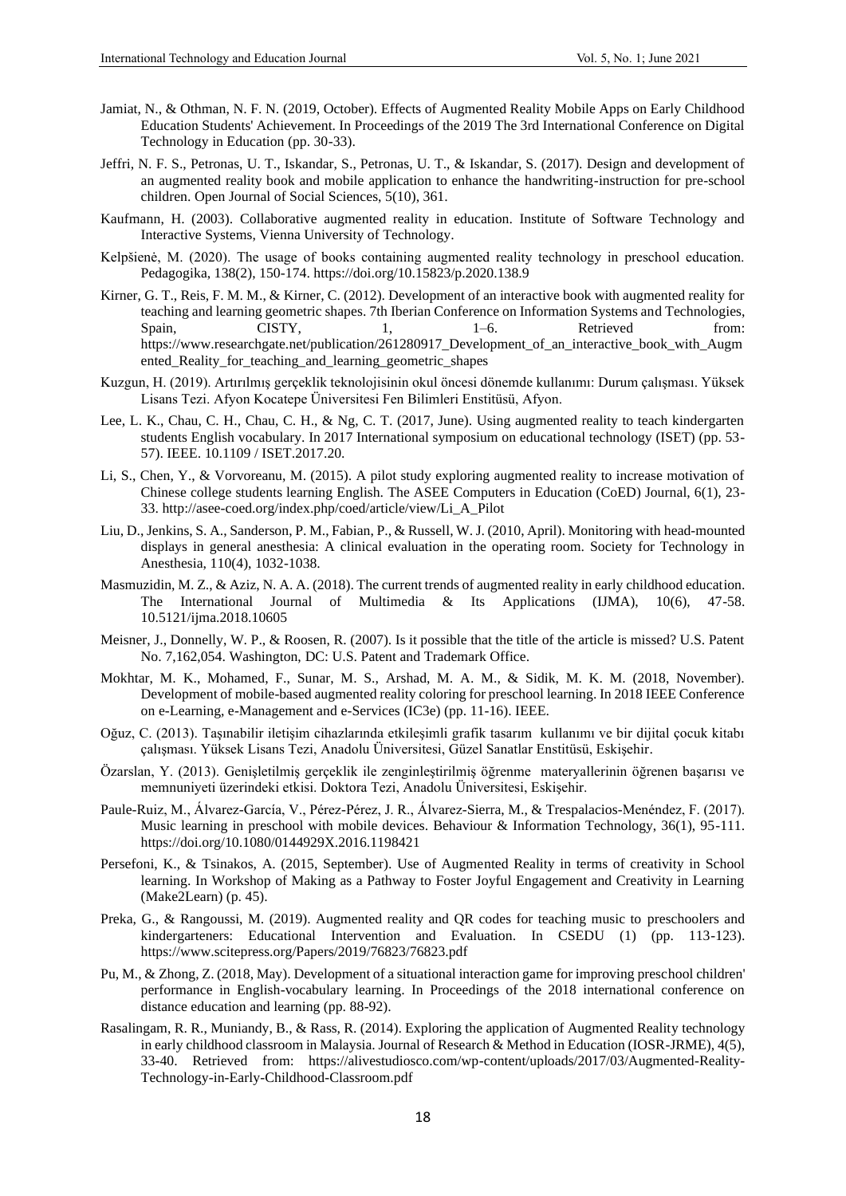Jamiat, N., & Othman, N. F. N. (2019, October). Effects of Augmented Reality Mobile Apps on Early Childhood Education Students' Achievement. In Proceedings of the 2019 The 3rd International Conference on Digital Technology in Education (pp. 30-33).

Jeffri, N. F. S., Petronas, U. T., Iskandar, S., Petronas, U. T., & Iskandar, S. (2017). Design and development of an augmented reality book and mobile application to enhance the handwriting-instruction for pre-school children. Open Journal of Social Sciences, 5(10), 361.

Kaufmann, H. (2003). Collaborative augmented reality in education. Institute of Software Technology and Interactive Systems, Vienna University of Technology.

Kelpšienė, M. (2020). The usage of books containing augmented reality technology in preschool education. Pedagogika, 138(2), 150-174. https://doi.org/10.15823/p.2020.138.9

Kirner, G. T., Reis, F. M. M., & Kirner, C. (2012). Development of an interactive book with augmented reality for teaching and learning geometric shapes. 7th Iberian Conference on Information Systems and Technologies, Spain, CISTY, 1, 1–6. Retrieved from: https://www.researchgate.net/publication/261280917_Development_of_an_interactive_book_with_Augmented_Reality_for_teaching_and_learning_geometric_shapes

Kuzgun, H. (2019). Artırılmış gerçeklik teknolojisinin okul öncesi dönemde kullanımı: Durum çalışması. Yüksek Lisans Tezi. Afyon Kocatepe Üniversitesi Fen Bilimleri Enstitüsü, Afyon.

Lee, L. K., Chau, C. H., Chau, C. H., & Ng, C. T. (2017, June). Using augmented reality to teach kindergarten students English vocabulary. In 2017 International symposium on educational technology (ISET) (pp. 53-57). IEEE. 10.1109 / ISET.2017.20.

Li, S., Chen, Y., & Vorvoreanu, M. (2015). A pilot study exploring augmented reality to increase motivation of Chinese college students learning English. The ASEE Computers in Education (CoED) Journal, 6(1), 23-33. http://asee-coed.org/index.php/coed/article/view/Li_A_Pilot

Liu, D., Jenkins, S. A., Sanderson, P. M., Fabian, P., & Russell, W. J. (2010, April). Monitoring with head-mounted displays in general anesthesia: A clinical evaluation in the operating room. Society for Technology in Anesthesia, 110(4), 1032-1038.

Masmuzidin, M. Z., & Aziz, N. A. A. (2018). The current trends of augmented reality in early childhood education. The International Journal of Multimedia & Its Applications (IJMA), 10(6), 47-58. 10.5121/ijma.2018.10605

Meisner, J., Donnelly, W. P., & Roosen, R. (2007). Is it possible that the title of the article is missed? U.S. Patent No. 7,162,054. Washington, DC: U.S. Patent and Trademark Office.

Mokhtar, M. K., Mohamed, F., Sunar, M. S., Arshad, M. A. M., & Sidik, M. K. M. (2018, November). Development of mobile-based augmented reality coloring for preschool learning. In 2018 IEEE Conference on e-Learning, e-Management and e-Services (IC3e) (pp. 11-16). IEEE.

Oğuz, C. (2013). Taşınabilir iletişim cihazlarında etkileşimli grafik tasarım kullanımı ve bir dijital çocuk kitabı çalışması. Yüksek Lisans Tezi, Anadolu Üniversitesi, Güzel Sanatlar Enstitüsü, Eskişehir.

Özarslan, Y. (2013). Genişletilmiş gerçeklik ile zenginleştirilmiş öğrenme materyallerinin öğrenen başarısı ve memnuniyeti üzerindeki etkisi. Doktora Tezi, Anadolu Üniversitesi, Eskişehir.

Paule-Ruiz, M., Álvarez-García, V., Pérez-Pérez, J. R., Álvarez-Sierra, M., & Trespalacios-Menéndez, F. (2017). Music learning in preschool with mobile devices. Behaviour & Information Technology, 36(1), 95-111. https://doi.org/10.1080/0144929X.2016.1198421

Persefoni, K., & Tsinakos, A. (2015, September). Use of Augmented Reality in terms of creativity in School learning. In Workshop of Making as a Pathway to Foster Joyful Engagement and Creativity in Learning (Make2Learn) (p. 45).

Preka, G., & Rangoussi, M. (2019). Augmented reality and QR codes for teaching music to preschoolers and kindergarteners: Educational Intervention and Evaluation. In CSEDU (1) (pp. 113-123). https://www.scitepress.org/Papers/2019/76823/76823.pdf

Pu, M., & Zhong, Z. (2018, May). Development of a situational interaction game for improving preschool children' performance in English-vocabulary learning. In Proceedings of the 2018 international conference on distance education and learning (pp. 88-92).

Rasalingam, R. R., Muniandy, B., & Rass, R. (2014). Exploring the application of Augmented Reality technology in early childhood classroom in Malaysia. Journal of Research & Method in Education (IOSR-JRME), 4(5), 33-40. Retrieved from: https://alivestudiosco.com/wp-content/uploads/2017/03/Augmented-Reality-Technology-in-Early-Childhood-Classroom.pdf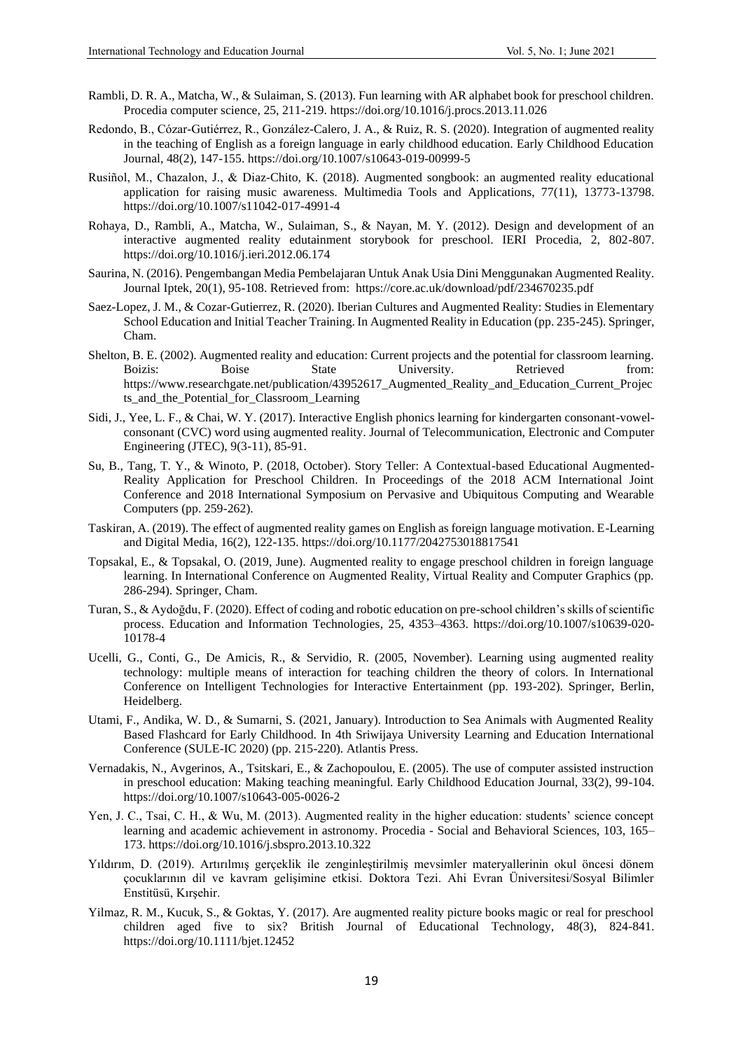Rambli, D. R. A., Matcha, W., & Sulaiman, S. (2013). Fun learning with AR alphabet book for preschool children. Procedia computer science, 25, 211-219. https://doi.org/10.1016/j.procs.2013.11.026

Redondo, B., Cózar-Gutiérrez, R., González-Calero, J. A., & Ruiz, R. S. (2020). Integration of augmented reality in the teaching of English as a foreign language in early childhood education. Early Childhood Education Journal, 48(2), 147-155. https://doi.org/10.1007/s10643-019-00999-5

Rusiñol, M., Chazalon, J., & Diaz-Chito, K. (2018). Augmented songbook: an augmented reality educational application for raising music awareness. Multimedia Tools and Applications, 77(11), 13773-13798. https://doi.org/10.1007/s11042-017-4991-4

Rohaya, D., Rambli, A., Matcha, W., Sulaiman, S., & Nayan, M. Y. (2012). Design and development of an interactive augmented reality edutainment storybook for preschool. IERI Procedia, 2, 802-807. https://doi.org/10.1016/j.ieri.2012.06.174

Saurina, N. (2016). Pengembangan Media Pembelajaran Untuk Anak Usia Dini Menggunakan Augmented Reality. Journal Iptek, 20(1), 95-108. Retrieved from: https://core.ac.uk/download/pdf/234670235.pdf

Saez-Lopez, J. M., & Cozar-Gutierrez, R. (2020). Iberian Cultures and Augmented Reality: Studies in Elementary School Education and Initial Teacher Training. In Augmented Reality in Education (pp. 235-245). Springer, Cham.

Shelton, B. E. (2002). Augmented reality and education: Current projects and the potential for classroom learning. Boizis: Boise State University. Retrieved from: https://www.researchgate.net/publication/43952617_Augmented_Reality_and_Education_Current_Projects_and_the_Potential_for_Classroom_Learning

Sidi, J., Yee, L. F., & Chai, W. Y. (2017). Interactive English phonics learning for kindergarten consonant-vowel-consonant (CVC) word using augmented reality. Journal of Telecommunication, Electronic and Computer Engineering (JTEC), 9(3-11), 85-91.

Su, B., Tang, T. Y., & Winoto, P. (2018, October). Story Teller: A Contextual-based Educational Augmented-Reality Application for Preschool Children. In Proceedings of the 2018 ACM International Joint Conference and 2018 International Symposium on Pervasive and Ubiquitous Computing and Wearable Computers (pp. 259-262).

Taskiran, A. (2019). The effect of augmented reality games on English as foreign language motivation. E-Learning and Digital Media, 16(2), 122-135. https://doi.org/10.1177/2042753018817541

Topsakal, E., & Topsakal, O. (2019, June). Augmented reality to engage preschool children in foreign language learning. In International Conference on Augmented Reality, Virtual Reality and Computer Graphics (pp. 286-294). Springer, Cham.

Turan, S., & Aydoğdu, F. (2020). Effect of coding and robotic education on pre-school children's skills of scientific process. Education and Information Technologies, 25, 4353–4363. https://doi.org/10.1007/s10639-020-10178-4

Ucelli, G., Conti, G., De Amicis, R., & Servidio, R. (2005, November). Learning using augmented reality technology: multiple means of interaction for teaching children the theory of colors. In International Conference on Intelligent Technologies for Interactive Entertainment (pp. 193-202). Springer, Berlin, Heidelberg.

Utami, F., Andika, W. D., & Sumarni, S. (2021, January). Introduction to Sea Animals with Augmented Reality Based Flashcard for Early Childhood. In 4th Sriwijaya University Learning and Education International Conference (SULE-IC 2020) (pp. 215-220). Atlantis Press.

Vernadakis, N., Avgerinos, A., Tsitskari, E., & Zachopoulou, E. (2005). The use of computer assisted instruction in preschool education: Making teaching meaningful. Early Childhood Education Journal, 33(2), 99-104. https://doi.org/10.1007/s10643-005-0026-2

Yen, J. C., Tsai, C. H., & Wu, M. (2013). Augmented reality in the higher education: students' science concept learning and academic achievement in astronomy. Procedia - Social and Behavioral Sciences, 103, 165–173. https://doi.org/10.1016/j.sbspro.2013.10.322

Yıldırım, D. (2019). Artırılmış gerçeklik ile zenginleştirilmiş mevsimler materyallerinin okul öncesi dönem çocuklarının dil ve kavram gelişimine etkisi. Doktora Tezi. Ahi Evran Üniversitesi/Sosyal Bilimler Enstitüsü, Kırşehir.

Yilmaz, R. M., Kucuk, S., & Goktas, Y. (2017). Are augmented reality picture books magic or real for preschool children aged five to six? British Journal of Educational Technology, 48(3), 824-841. https://doi.org/10.1111/bjet.12452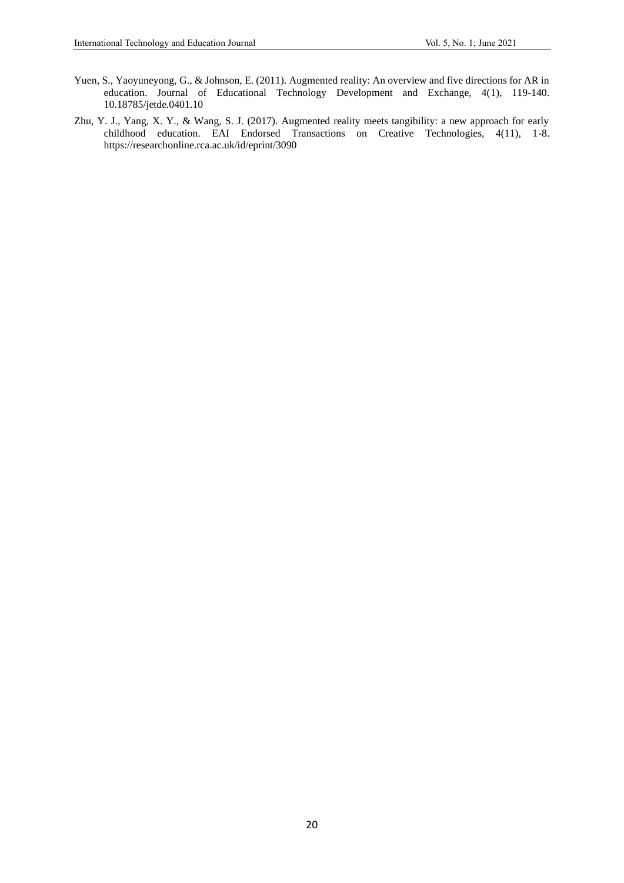Yuen, S., Yaoyuneyong, G., & Johnson, E. (2011). Augmented reality: An overview and five directions for AR in education. Journal of Educational Technology Development and Exchange, 4(1), 119-140. 10.18785/jetde.0401.10

Zhu, Y. J., Yang, X. Y., & Wang, S. J. (2017). Augmented reality meets tangibility: a new approach for early childhood education. EAI Endorsed Transactions on Creative Technologies, 4(11), 1-8. https://researchonline.rca.ac.uk/id/eprint/3090